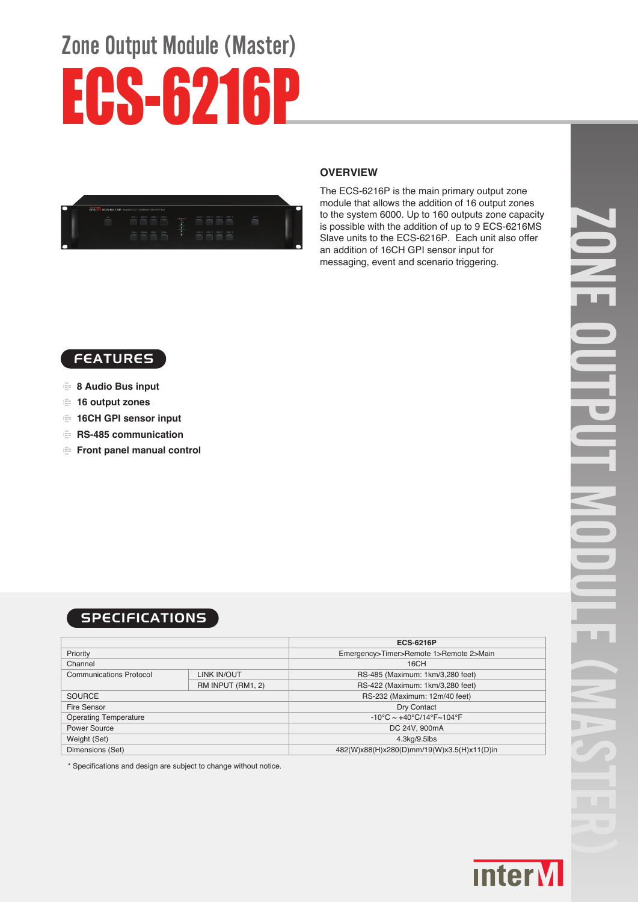# Zone Output Module (Master)

# ECS-6216P

## OVERVIEW

The ECS-6216P is the main primary output zone module that allows the addition of 16 output zones to the system 6000. Up to 160 outputs zone capacity is possible with the addition of up to 9 ECS-6216MS Slave units to the ECS-6216P. Each unit also offer an addition of 16CH GPI sensor input for messaging, event and scenario triggering.

## FEATURES

- **8 Audio Bus input**
- **16 output zones**
- **16CH GPI sensor input**
- **RS-485 communication**
- **Front panel manual control**

## SPECIFICATIONS

| | | ECS-6216P |
|---|---|---|
| Priority | | Emergency>Timer>Remote 1>Remote 2>Main |
| Channel | | 16CH |
| Communications Protocol | LINK IN/OUT | RS-485 (Maximum: 1km/3,280 feet) |
| | RM INPUT (RM1, 2) | RS-422 (Maximum: 1km/3,280 feet) |
| SOURCE | | RS-232 (Maximum: 12m/40 feet) |
| Fire Sensor | | Dry Contact |
| Operating Temperature | | -10°C ~ +40°C/14°F~104°F |
| Power Source | | DC 24V, 900mA |
| Weight (Set) | | 4.3kg/9.5lbs |
| Dimensions (Set) | | 482(W)x88(H)x280(D)mm/19(W)x3.5(H)x11(D)in |

* Specifications and design are subject to change without notice.

ZONE OUTPUT MODULE (MASTER)

inter M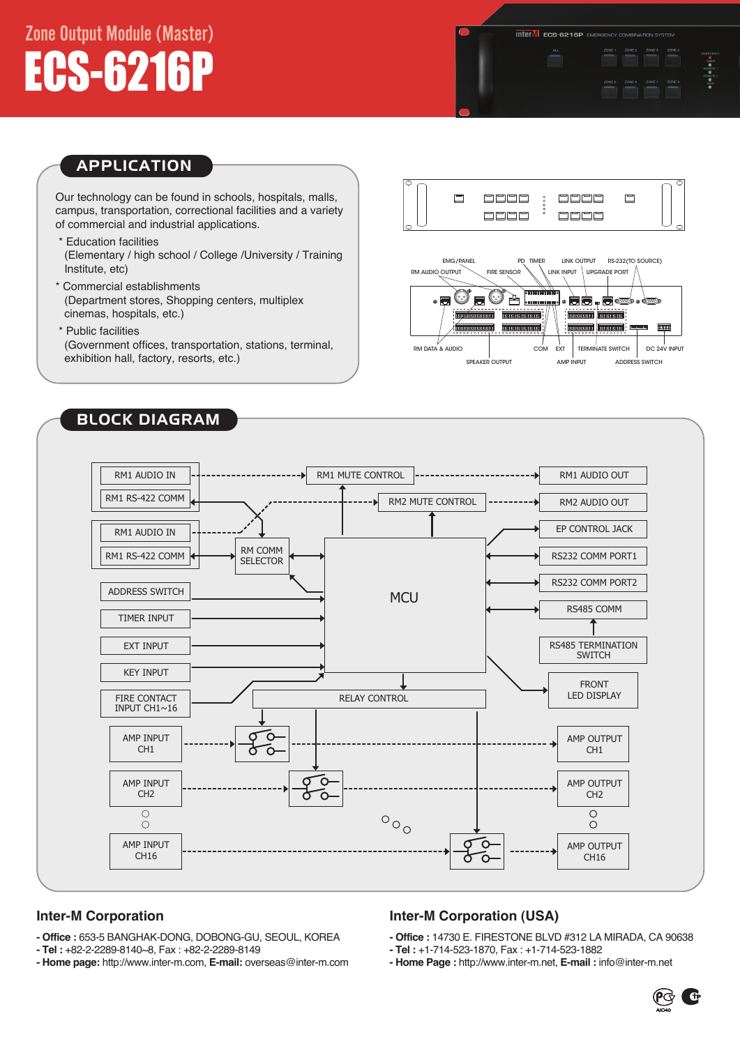# Zone Output Module (Master)

# ECS-6216P

## APPLICATION

Our technology can be found in schools, hospitals, malls, campus, transportation, correctional facilities and a variety of commercial and industrial applications.

* Education facilities
  (Elementary / high school / College /University / Training Institute, etc)
* Commercial establishments
  (Department stores, Shopping centers, multiplex cinemas, hospitals, etc.)
* Public facilities
  (Government offices, transportation, stations, terminal, exhibition hall, factory, resorts, etc.)

EMG/PANEL
PD
TIMER
LINK OUTPUT
RS-232(TO SOURCE)
RM AUDIO OUTPUT
FIRE SENSOR
LINK INPUT
UPGRADE PORT
RM DATA & AUDIO
COM
EXT
TERMINATE SWITCH
DC 24V INPUT
SPEAKER OUTPUT
AMP INPUT
ADDRESS SWITCH

## BLOCK DIAGRAM

RM1 AUDIO IN
RM1 RS-422 COMM
RM1 AUDIO IN
RM1 RS-422 COMM
RM COMM SELECTOR
RM1 MUTE CONTROL
RM2 MUTE CONTROL
RM1 AUDIO OUT
RM2 AUDIO OUT
EP CONTROL JACK
RS232 COMM PORT1
RS232 COMM PORT2
RS485 COMM
RS485 TERMINATION SWITCH
FRONT LED DISPLAY
MCU
ADDRESS SWITCH
TIMER INPUT
EXT INPUT
KEY INPUT
FIRE CONTACT INPUT CH1~16
RELAY CONTROL
AMP INPUT CH1
AMP INPUT CH2
AMP INPUT CH16
AMP OUTPUT CH1
AMP OUTPUT CH2
AMP OUTPUT CH16

### Inter-M Corporation

- **Office :** 653-5 BANGHAK-DONG, DOBONG-GU, SEOUL, KOREA
- **Tel :** +82-2-2289-8140~8, Fax : +82-2-2289-8149
- **Home page:** http://www.inter-m.com, **E-mail:** overseas@inter-m.com

### Inter-M Corporation (USA)

- **Office :** 14730 E. FIRESTONE BLVD #312 LA MIRADA, CA 90638
- **Tel :** +1-714-523-1870, Fax : +1-714-523-1882
- **Home Page :** http://www.inter-m.net, **E-mail :** info@inter-m.net